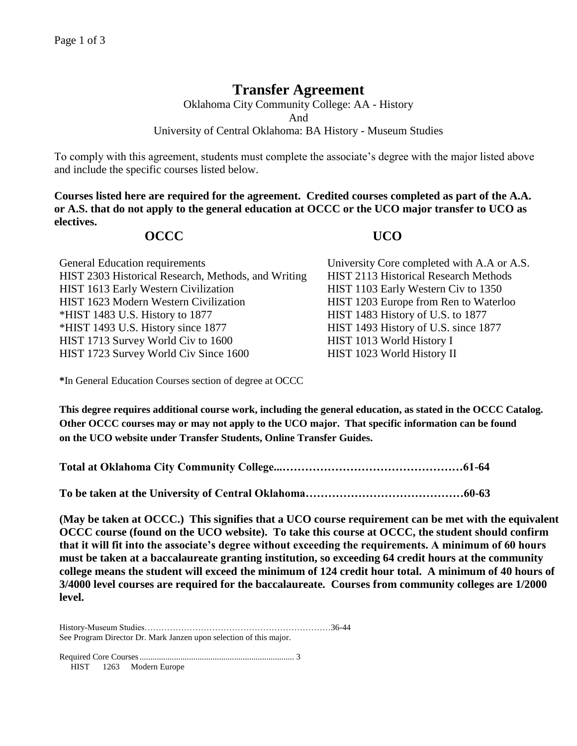# Transfer Agreement

Oklahoma City Community College: AA - History
And
University of Central Oklahoma: BA History - Museum Studies

To comply with this agreement, students must complete the associate's degree with the major listed above and include the specific courses listed below.

**Courses listed here are required for the agreement. Credited courses completed as part of the A.A. or A.S. that do not apply to the general education at OCCC or the UCO major transfer to UCO as electives.**

| OCCC | UCO |
|---|---|
| General Education requirements | University Core completed with A.A or A.S. |
| HIST 2303 Historical Research, Methods, and Writing | HIST 2113 Historical Research Methods |
| HIST 1613 Early Western Civilization | HIST 1103 Early Western Civ to 1350 |
| HIST 1623 Modern Western Civilization | HIST 1203 Europe from Ren to Waterloo |
| *HIST 1483 U.S. History to 1877 | HIST 1483 History of U.S. to 1877 |
| *HIST 1493 U.S. History since 1877 | HIST 1493 History of U.S. since 1877 |
| HIST 1713 Survey World Civ to 1600 | HIST 1013 World History I |
| HIST 1723 Survey World Civ Since 1600 | HIST 1023 World History II |

**\***In General Education Courses section of degree at OCCC

**This degree requires additional course work, including the general education, as stated in the OCCC Catalog. Other OCCC courses may or may not apply to the UCO major. That specific information can be found on the UCO website under Transfer Students, Online Transfer Guides.**

**Total at Oklahoma City Community College...……………………………………….61-64**

**To be taken at the University of Central Oklahoma…………………………………60-63**

**(May be taken at OCCC.) This signifies that a UCO course requirement can be met with the equivalent OCCC course (found on the UCO website). To take this course at OCCC, the student should confirm that it will fit into the associate's degree without exceeding the requirements. A minimum of 60 hours must be taken at a baccalaureate granting institution, so exceeding 64 credit hours at the community college means the student will exceed the minimum of 124 credit hour total. A minimum of 40 hours of 3/4000 level courses are required for the baccalaureate. Courses from community colleges are 1/2000 level.**

History-Museum Studies………………………………………………………36-44
See Program Director Dr. Mark Janzen upon selection of this major.

Required Core Courses........................................................................ 3
HIST 1263 Modern Europe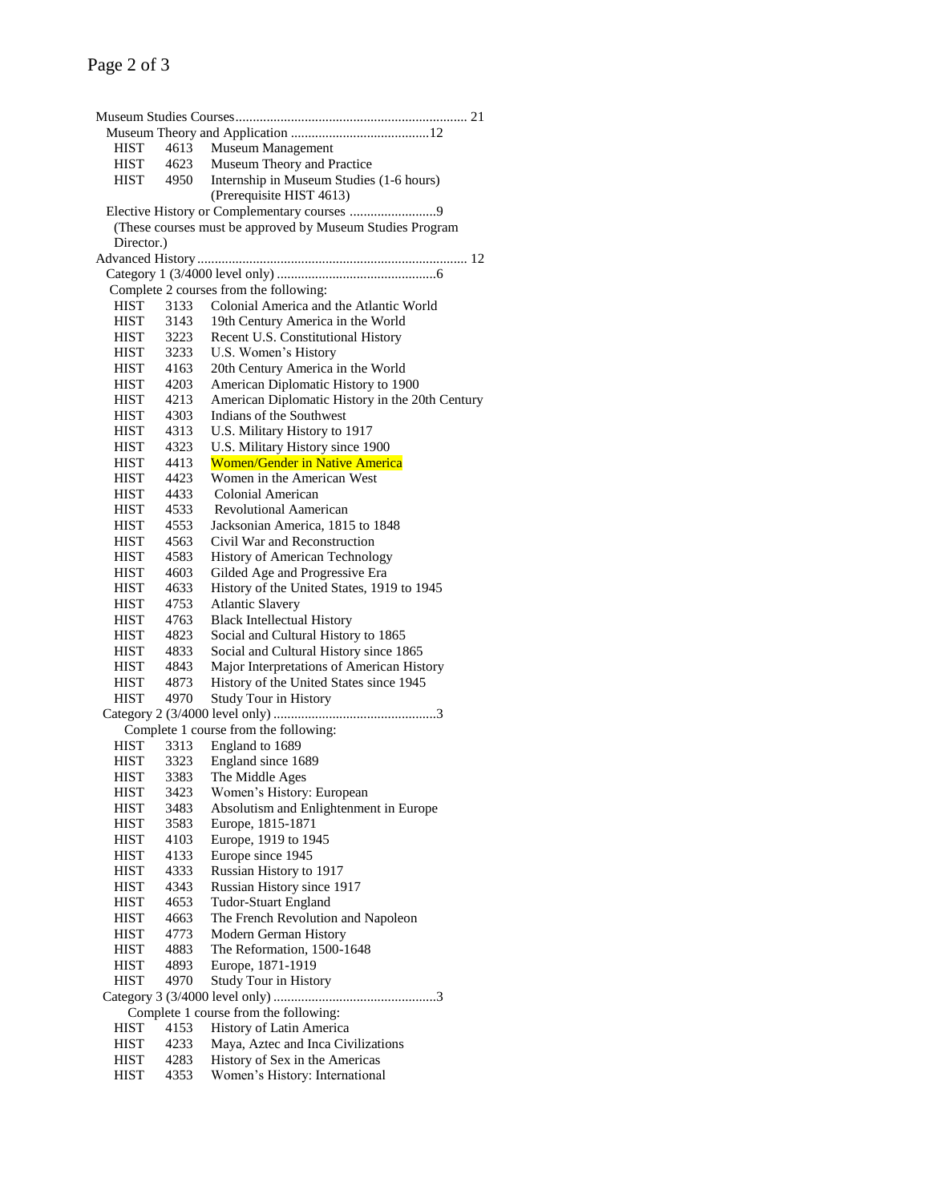Museum Studies Courses ................................................................... 21

Museum Theory and Application ........................................12

| | | |
|---|---|---|
| HIST | 4613 | Museum Management |
| HIST | 4623 | Museum Theory and Practice |
| HIST | 4950 | Internship in Museum Studies (1-6 hours) (Prerequisite HIST 4613) |

Elective History or Complementary courses .........................9

(These courses must be approved by Museum Studies Program Director.)

Advanced History ............................................................................. 12

Category 1 (3/4000 level only) ..............................................6

Complete 2 courses from the following:

| | | |
|---|---|---|
| HIST | 3133 | Colonial America and the Atlantic World |
| HIST | 3143 | 19th Century America in the World |
| HIST | 3223 | Recent U.S. Constitutional History |
| HIST | 3233 | U.S. Women's History |
| HIST | 4163 | 20th Century America in the World |
| HIST | 4203 | American Diplomatic History to 1900 |
| HIST | 4213 | American Diplomatic History in the 20th Century |
| HIST | 4303 | Indians of the Southwest |
| HIST | 4313 | U.S. Military History to 1917 |
| HIST | 4323 | U.S. Military History since 1900 |
| HIST | 4413 | Women/Gender in Native America |
| HIST | 4423 | Women in the American West |
| HIST | 4433 | Colonial American |
| HIST | 4533 | Revolutional Aamerican |
| HIST | 4553 | Jacksonian America, 1815 to 1848 |
| HIST | 4563 | Civil War and Reconstruction |
| HIST | 4583 | History of American Technology |
| HIST | 4603 | Gilded Age and Progressive Era |
| HIST | 4633 | History of the United States, 1919 to 1945 |
| HIST | 4753 | Atlantic Slavery |
| HIST | 4763 | Black Intellectual History |
| HIST | 4823 | Social and Cultural History to 1865 |
| HIST | 4833 | Social and Cultural History since 1865 |
| HIST | 4843 | Major Interpretations of American History |
| HIST | 4873 | History of the United States since 1945 |
| HIST | 4970 | Study Tour in History |

Category 2 (3/4000 level only) ...............................................3

Complete 1 course from the following:

| | | |
|---|---|---|
| HIST | 3313 | England to 1689 |
| HIST | 3323 | England since 1689 |
| HIST | 3383 | The Middle Ages |
| HIST | 3423 | Women's History: European |
| HIST | 3483 | Absolutism and Enlightenment in Europe |
| HIST | 3583 | Europe, 1815-1871 |
| HIST | 4103 | Europe, 1919 to 1945 |
| HIST | 4133 | Europe since 1945 |
| HIST | 4333 | Russian History to 1917 |
| HIST | 4343 | Russian History since 1917 |
| HIST | 4653 | Tudor-Stuart England |
| HIST | 4663 | The French Revolution and Napoleon |
| HIST | 4773 | Modern German History |
| HIST | 4883 | The Reformation, 1500-1648 |
| HIST | 4893 | Europe, 1871-1919 |
| HIST | 4970 | Study Tour in History |

Category 3 (3/4000 level only) ...............................................3

Complete 1 course from the following:

| | | |
|---|---|---|
| HIST | 4153 | History of Latin America |
| HIST | 4233 | Maya, Aztec and Inca Civilizations |
| HIST | 4283 | History of Sex in the Americas |
| HIST | 4353 | Women's History: International |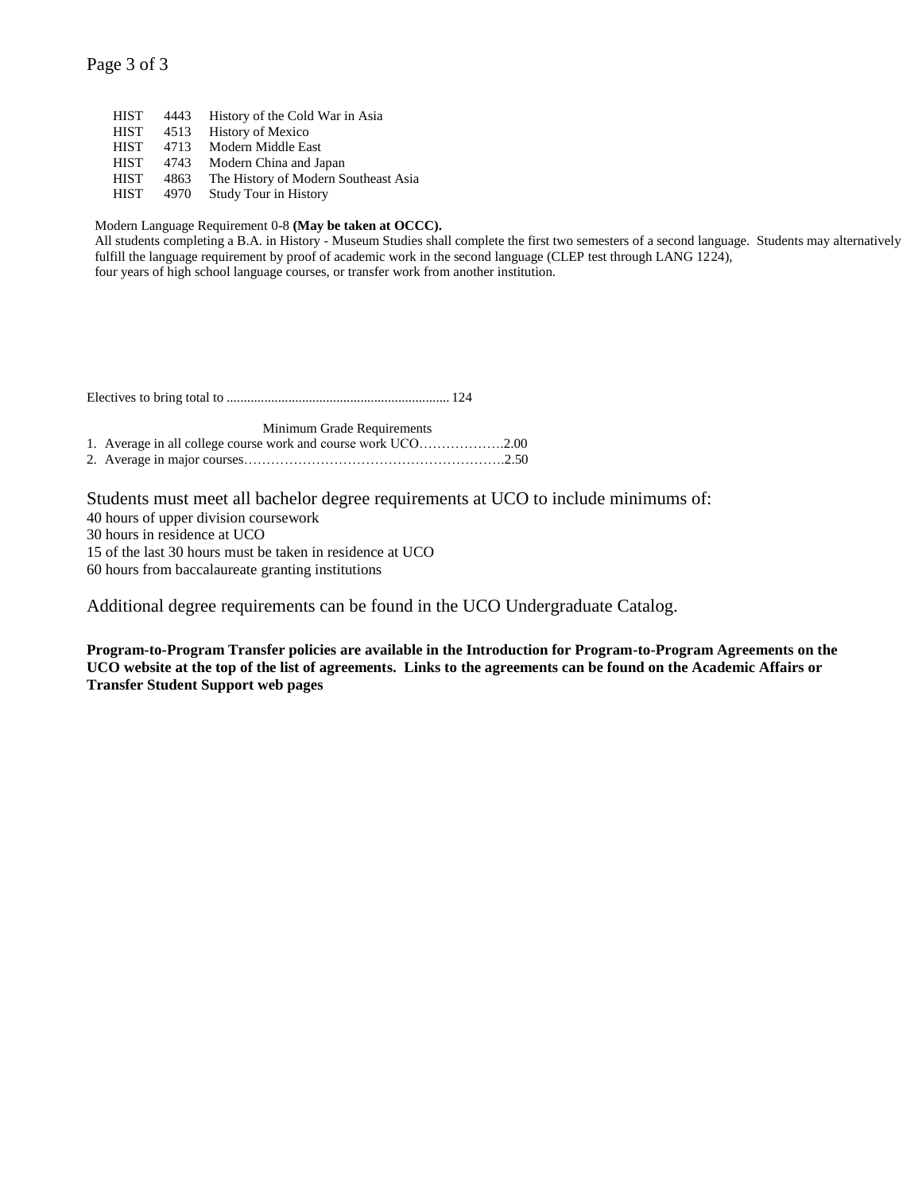| | | |
|---|---|---|
| HIST | 4443 | History of the Cold War in Asia |
| HIST | 4513 | History of Mexico |
| HIST | 4713 | Modern Middle East |
| HIST | 4743 | Modern China and Japan |
| HIST | 4863 | The History of Modern Southeast Asia |
| HIST | 4970 | Study Tour in History |

Modern Language Requirement 0-8 **(May be taken at OCCC).**
All students completing a B.A. in History - Museum Studies shall complete the first two semesters of a second language. Students may alternatively fulfill the language requirement by proof of academic work in the second language (CLEP test through LANG 1224), four years of high school language courses, or transfer work from another institution.

Electives to bring total to ................................................................ 124

Minimum Grade Requirements

1. Average in all college course work and course work UCO……………….2.00
2. Average in major courses………………………………………………….2.50

Students must meet all bachelor degree requirements at UCO to include minimums of:

40 hours of upper division coursework
30 hours in residence at UCO
15 of the last 30 hours must be taken in residence at UCO
60 hours from baccalaureate granting institutions

Additional degree requirements can be found in the UCO Undergraduate Catalog.

**Program-to-Program Transfer policies are available in the Introduction for Program-to-Program Agreements on the UCO website at the top of the list of agreements. Links to the agreements can be found on the Academic Affairs or Transfer Student Support web pages**